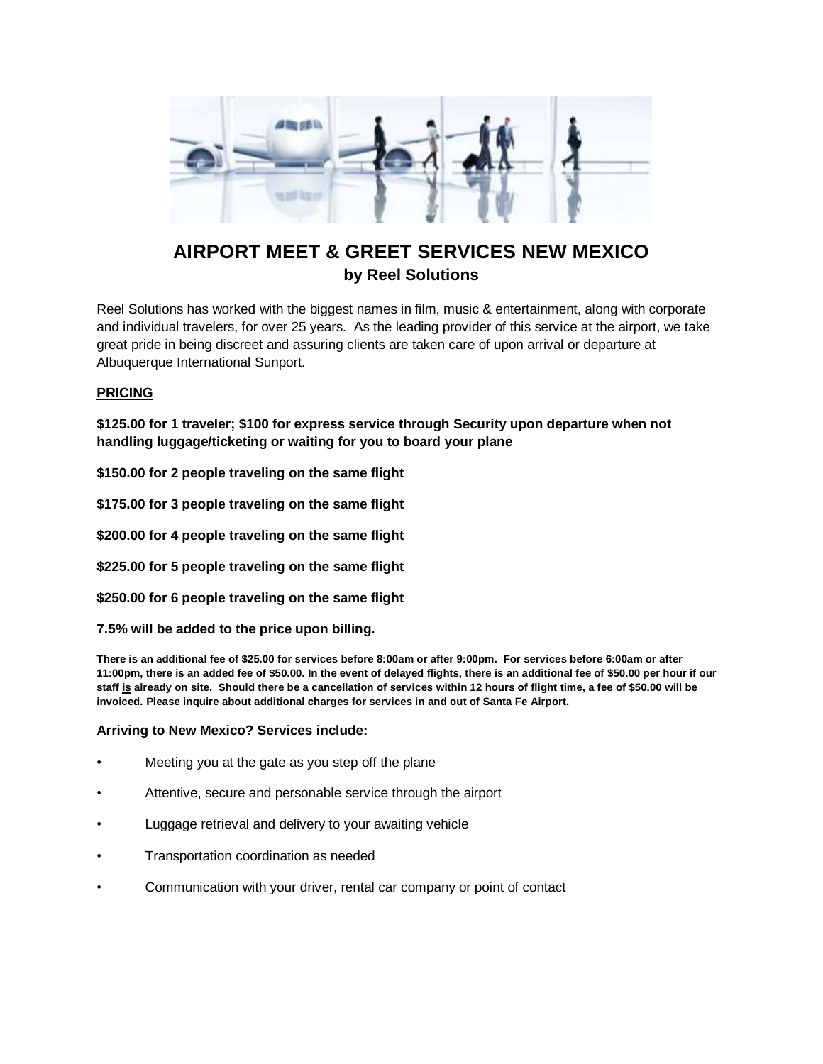# AIRPORT MEET & GREET SERVICES NEW MEXICO

## by Reel Solutions

Reel Solutions has worked with the biggest names in film, music & entertainment, along with corporate and individual travelers, for over 25 years. As the leading provider of this service at the airport, we take great pride in being discreet and assuring clients are taken care of upon arrival or departure at Albuquerque International Sunport.

**PRICING**

**$125.00 for 1 traveler; $100 for express service through Security upon departure when not handling luggage/ticketing or waiting for you to board your plane**

**$150.00 for 2 people traveling on the same flight**

**$175.00 for 3 people traveling on the same flight**

**$200.00 for 4 people traveling on the same flight**

**$225.00 for 5 people traveling on the same flight**

**$250.00 for 6 people traveling on the same flight**

**7.5% will be added to the price upon billing.**

**There is an additional fee of $25.00 for services before 8:00am or after 9:00pm. For services before 6:00am or after 11:00pm, there is an added fee of $50.00. In the event of delayed flights, there is an additional fee of $50.00 per hour if our staff is already on site. Should there be a cancellation of services within 12 hours of flight time, a fee of $50.00 will be invoiced. Please inquire about additional charges for services in and out of Santa Fe Airport.**

**Arriving to New Mexico? Services include:**

- Meeting you at the gate as you step off the plane
- Attentive, secure and personable service through the airport
- Luggage retrieval and delivery to your awaiting vehicle
- Transportation coordination as needed
- Communication with your driver, rental car company or point of contact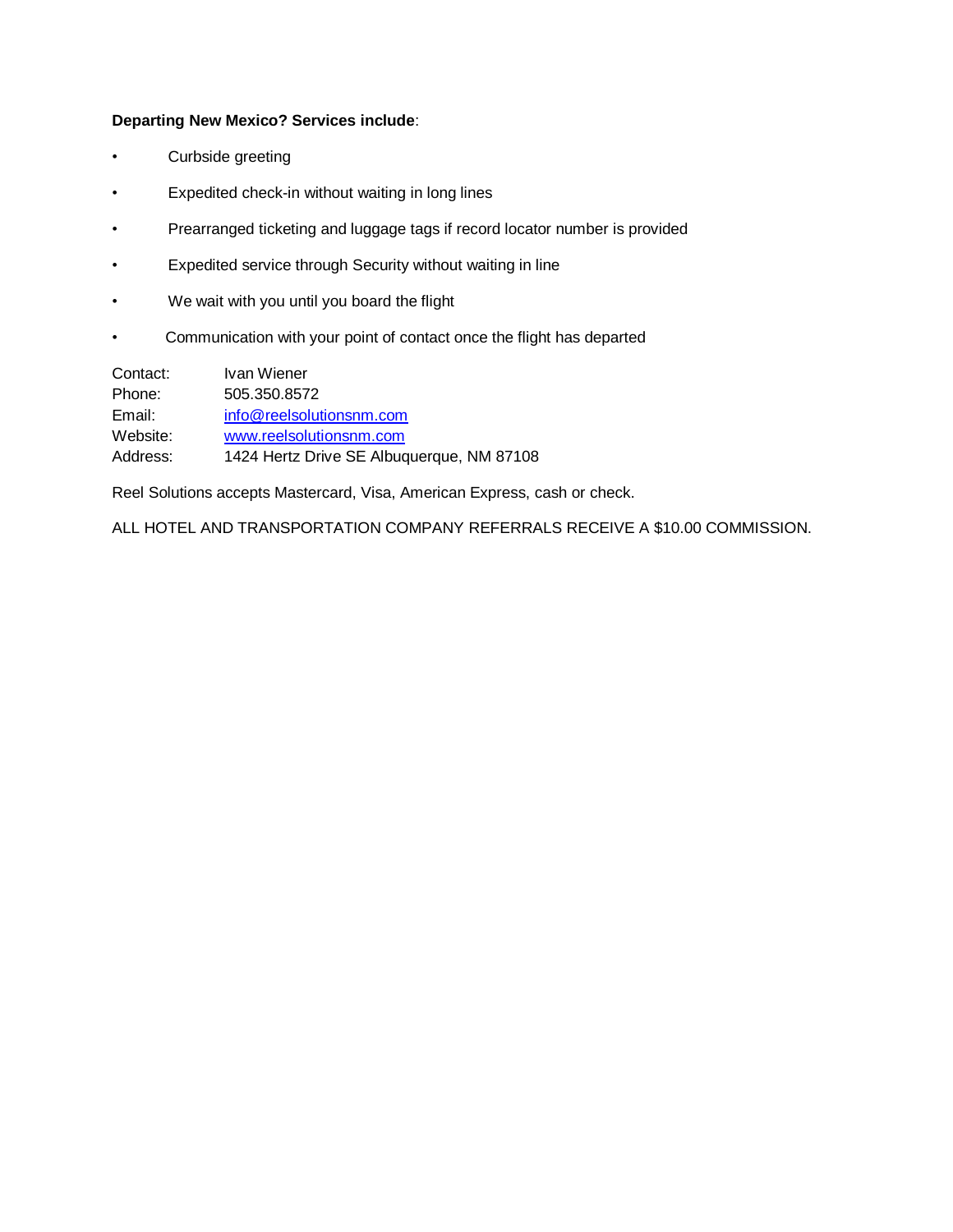**Departing New Mexico? Services include**:

- Curbside greeting
- Expedited check-in without waiting in long lines
- Prearranged ticketing and luggage tags if record locator number is provided
- Expedited service through Security without waiting in line
- We wait with you until you board the flight
- Communication with your point of contact once the flight has departed

| | |
|---|---|
| Contact: | Ivan Wiener |
| Phone: | 505.350.8572 |
| Email: | info@reelsolutionsnm.com |
| Website: | www.reelsolutionsnm.com |
| Address: | 1424 Hertz Drive SE Albuquerque, NM 87108 |

Reel Solutions accepts Mastercard, Visa, American Express, cash or check.

ALL HOTEL AND TRANSPORTATION COMPANY REFERRALS RECEIVE A $10.00 COMMISSION.